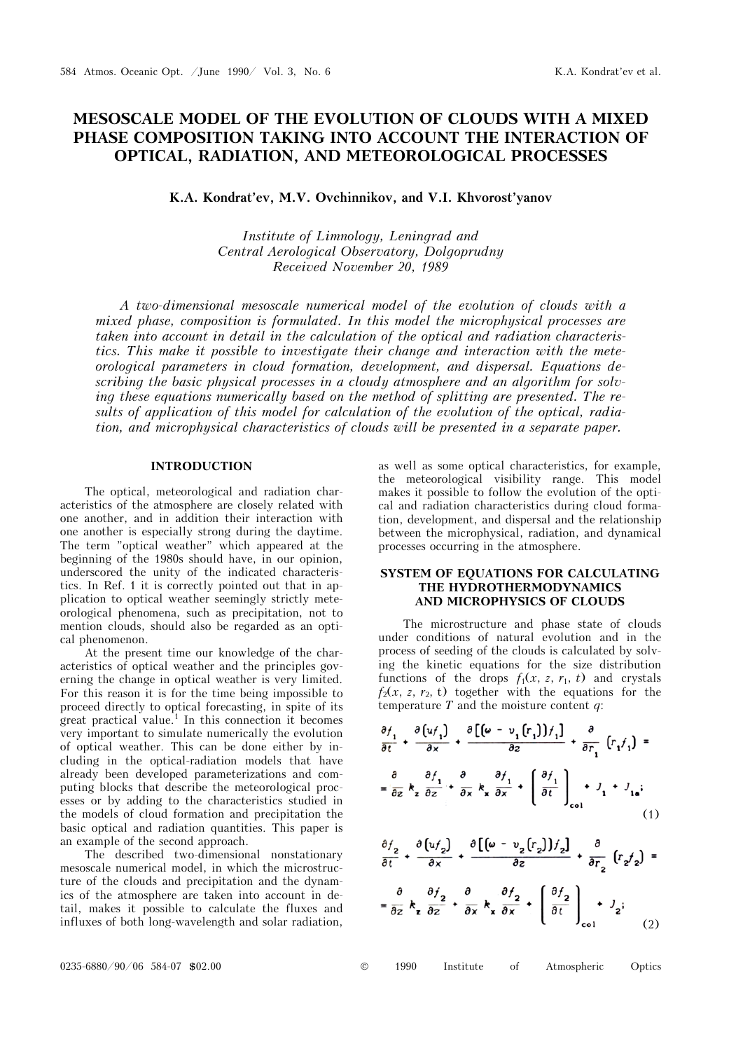# MESOSCALE MODEL OF THE EVOLUTION OF CLOUDS WITH A MIXED PHASE COMPOSITION TAKING INTO ACCOUNT THE INTERACTION OF OPTICAL, RADIATION, AND METEOROLOGICAL PROCESSES

**K.A. Kondrat'ev, M.V. Ovchinnikov, and V.I. Khvorost'yanov**

*Institute of Limnology, Leningrad and*
*Central Aerological Observatory, Dolgoprudny*
*Received November 20, 1989*

*A two-dimensional mesoscale numerical model of the evolution of clouds with a mixed phase, composition is formulated. In this model the microphysical processes are taken into account in detail in the calculation of the optical and radiation characteristics. This make it possible to investigate their change and interaction with the meteorological parameters in cloud formation, development, and dispersal. Equations describing the basic physical processes in a cloudy atmosphere and an algorithm for solving these equations numerically based on the method of splitting are presented. The results of application of this model for calculation of the evolution of the optical, radiation, and microphysical characteristics of clouds will be presented in a separate paper.*

## INTRODUCTION

The optical, meteorological and radiation characteristics of the atmosphere are closely related with one another, and in addition their interaction with one another is especially strong during the daytime. The term "optical weather" which appeared at the beginning of the 1980s should have, in our opinion, underscored the unity of the indicated characteristics. In Ref. 1 it is correctly pointed out that in application to optical weather seemingly strictly meteorological phenomena, such as precipitation, not to mention clouds, should also be regarded as an optical phenomenon.

At the present time our knowledge of the characteristics of optical weather and the principles governing the change in optical weather is very limited. For this reason it is for the time being impossible to proceed directly to optical forecasting, in spite of its great practical value.[1] In this connection it becomes very important to simulate numerically the evolution of optical weather. This can be done either by including in the optical-radiation models that have already been developed parameterizations and computing blocks that describe the meteorological processes or by adding to the characteristics studied in the models of cloud formation and precipitation the basic optical and radiation quantities. This paper is an example of the second approach.

The described two-dimensional nonstationary mesoscale numerical model, in which the microstructure of the clouds and precipitation and the dynamics of the atmosphere are taken into account in detail, makes it possible to calculate the fluxes and influxes of both long-wavelength and solar radiation, as well as some optical characteristics, for example, the meteorological visibility range. This model makes it possible to follow the evolution of the optical and radiation characteristics during cloud formation, development, and dispersal and the relationship between the microphysical, radiation, and dynamical processes occurring in the atmosphere.

## SYSTEM OF EQUATIONS FOR CALCULATING THE HYDROTHERMODYNAMICS AND MICROPHYSICS OF CLOUDS

The microstructure and phase state of clouds under conditions of natural evolution and in the process of seeding of the clouds is calculated by solving the kinetic equations for the size distribution functions of the drops $f_1(x, z, r_1, t)$ and crystals $f_2(x, z, r_2, t)$ together with the equations for the temperature $T$ and the moisture content $q$:

$$\frac{\partial f_1}{\partial t} + \frac{\partial (u f_1)}{\partial x} + \frac{\partial [(\omega - v_1(r_1)) f_1]}{\partial z} + \frac{\partial}{\partial r_1}(\dot{r}_1 f_1) = \frac{\partial}{\partial z} k_z \frac{\partial f_1}{\partial z} + \frac{\partial}{\partial x} k_x \frac{\partial f_1}{\partial x} + \left(\frac{\partial f_1}{\partial t}\right)_{col} + J_1 + J_{1a}; \tag{1}$$

$$\frac{\partial f_2}{\partial t} + \frac{\partial (u f_2)}{\partial x} + \frac{\partial [(\omega - v_2(r_2)) f_2]}{\partial z} + \frac{\partial}{\partial r_2}(\dot{r}_2 f_2) = \frac{\partial}{\partial z} k_z \frac{\partial f_2}{\partial z} + \frac{\partial}{\partial x} k_x \frac{\partial f_2}{\partial x} + \left(\frac{\partial f_2}{\partial t}\right)_{col} + J_2; \tag{2}$$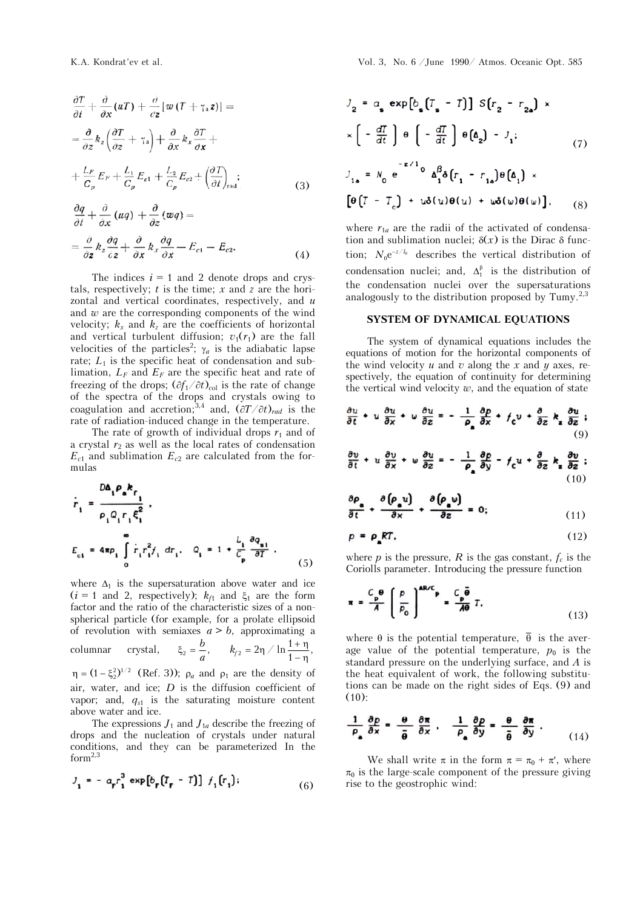$$\frac{\partial T}{\partial t}+\frac{\partial}{\partial x}(uT)+\frac{\partial}{\partial z}[w(T+\gamma_a z)]=$$

$$=\frac{\partial}{\partial z}k_z\left(\frac{\partial T}{\partial z}+\gamma_a\right)+\frac{\partial}{\partial x}k_x\frac{\partial T}{\partial x}+$$

$$+\frac{L_F}{C_p}E_F+\frac{L_1}{C_p}E_{c1}+\frac{L_2}{C_p}E_{c2}+\left(\frac{\partial T}{\partial t}\right)_{\text{rad}};\tag{3}$$

$$\frac{\partial q}{\partial t}+\frac{\partial}{\partial x}(uq)+\frac{\partial}{\partial z}(wq)=$$

$$=\frac{\partial}{\partial z}k_z\frac{\partial q}{\partial z}+\frac{\partial}{\partial x}k_x\frac{\partial q}{\partial x}-E_{c1}-E_{c2}.\tag{4}$$

The indices $i = 1$ and 2 denote drops and crystals, respectively; $t$ is the time; $x$ and $z$ are the horizontal and vertical coordinates, respectively, and $u$ and $w$ are the corresponding components of the wind velocity; $k_x$ and $k_z$ are the coefficients of horizontal and vertical turbulent diffusion; $v_1(r_1)$ are the fall velocities of the particles[2]; $\gamma_a$ is the adiabatic lapse rate; $L_1$ is the specific heat of condensation and sublimation, $L_F$ and $E_F$ are the specific heat and rate of freezing of the drops; $(\partial f_1/\partial t)_{\text{col}}$ is the rate of change of the spectra of the drops and crystals owing to coagulation and accretion;[3,4] and, $(\partial T/\partial t)_{rad}$ is the rate of radiation-induced change in the temperature.

The rate of growth of individual drops $r_1$ and of a crystal $r_2$ as well as the local rates of condensation $E_{c1}$ and sublimation $E_{c2}$ are calculated from the formulas

$$\dot{r}_1=\frac{D\Delta_1\rho_a k_{f_1}}{\rho_1 Q_1 r_1 \xi_1^2},$$

$$E_{c1}=4\pi\rho_1\int_0^\infty \dot{r}_1 r_1^2 f_1\,dr_1,\quad Q_1=1+\frac{L_1}{C_p}\frac{\partial q_{s1}}{\partial T}.\tag{5}$$

where $\Delta_1$ is the supersaturation above water and ice ($i = 1$ and 2, respectively); $k_{f1}$ and $\xi_1$ are the form factor and the ratio of the characteristic sizes of a nonspherical particle (for example, for a prolate ellipsoid of revolution with semiaxes $a > b$, approximating a columnar crystal, $\xi_2=\dfrac{b}{a}$, $k_{f2}=2\eta/\ln\dfrac{1+\eta}{1-\eta}$, $\eta=(1-\xi_2^2)^{1/2}$ (Ref. 3)); $\rho_a$ and $\rho_1$ are the density of air, water, and ice; $D$ is the diffusion coefficient of vapor; and, $q_{s1}$ is the saturating moisture content above water and ice.

The expressions $J_1$ and $J_{1a}$ describe the freezing of drops and the nucleation of crystals under natural conditions, and they can be parameterized In the form[2,3]

$$J_1=-a_F r_1^3\exp[b_F(T_F-T)]\,f_1(r_1);\tag{6}$$

$$J_2=a_s\exp[b_s(T_s-T)]\,S(r_2-r_{2a})\times$$

$$\times\left[-\frac{dT}{dt}\right]\theta\left(-\frac{dT}{dt}\right)\theta(\Delta_2)-J_1;\tag{7}$$

$$J_{1a}=N_0 e^{-z/l_0}\Delta_1^\beta\delta(r_1-r_{1a})\theta(\Delta_1)\times$$

$$[\theta(T-T_c)+u\delta(u)\theta(u)+w\delta(w)\theta(w)],\tag{8}$$

where $r_{1a}$ are the radii of the activated of condensation and sublimation nuclei; $\delta(x)$ is the Dirac δ function; $N_0e^{-z/l_0}$ describes the vertical distribution of condensation nuclei; and, $\Delta_1^\beta$ is the distribution of the condensation nuclei over the supersaturations analogously to the distribution proposed by Tumy.[2,3]

## SYSTEM OF DYNAMICAL EQUATIONS

The system of dynamical equations includes the equations of motion for the horizontal components of the wind velocity $u$ and $v$ along the $x$ and $y$ axes, respectively, the equation of continuity for determining the vertical wind velocity $w$, and the equation of state

$$\frac{\partial u}{\partial t}+u\frac{\partial u}{\partial x}+w\frac{\partial u}{\partial z}=-\frac{1}{\rho_a}\frac{\partial p}{\partial x}+f_c v+\frac{\partial}{\partial z}k_z\frac{\partial u}{\partial z};\tag{9}$$

$$\frac{\partial v}{\partial t}+u\frac{\partial v}{\partial x}+w\frac{\partial u}{\partial z}=-\frac{1}{\rho_a}\frac{\partial p}{\partial y}-f_c u+\frac{\partial}{\partial z}k_z\frac{\partial v}{\partial z};\tag{10}$$

$$\frac{\partial\rho_a}{\partial t}+\frac{\partial(\rho_a u)}{\partial x}+\frac{\partial(\rho_a w)}{\partial z}=0;\tag{11}$$

$$p=\rho_a RT,\tag{12}$$

where $p$ is the pressure, $R$ is the gas constant, $f_c$ is the Coriolls parameter. Introducing the pressure function

$$\pi=\frac{C_p\theta}{A}\left(\frac{p}{p_0}\right)^{AR/C_p}=\frac{C_p\bar{\theta}}{A\theta}T,\tag{13}$$

where $\theta$ is the potential temperature, $\bar{\theta}$ is the average value of the potential temperature, $p_0$ is the standard pressure on the underlying surface, and $A$ is the heat equivalent of work, the following substitutions can be made on the right sides of Eqs. (9) and (10):

$$\frac{1}{\rho_a}\frac{\partial p}{\partial x}=\frac{\theta}{\bar{\theta}}\frac{\partial\pi}{\partial x},\quad\frac{1}{\rho_a}\frac{\partial p}{\partial y}=\frac{\theta}{\bar{\theta}}\frac{\partial\pi}{\partial y}.\tag{14}$$

We shall write $\pi$ in the form $\pi = \pi_0 + \pi'$, where $\pi_0$ is the large-scale component of the pressure giving rise to the geostrophic wind: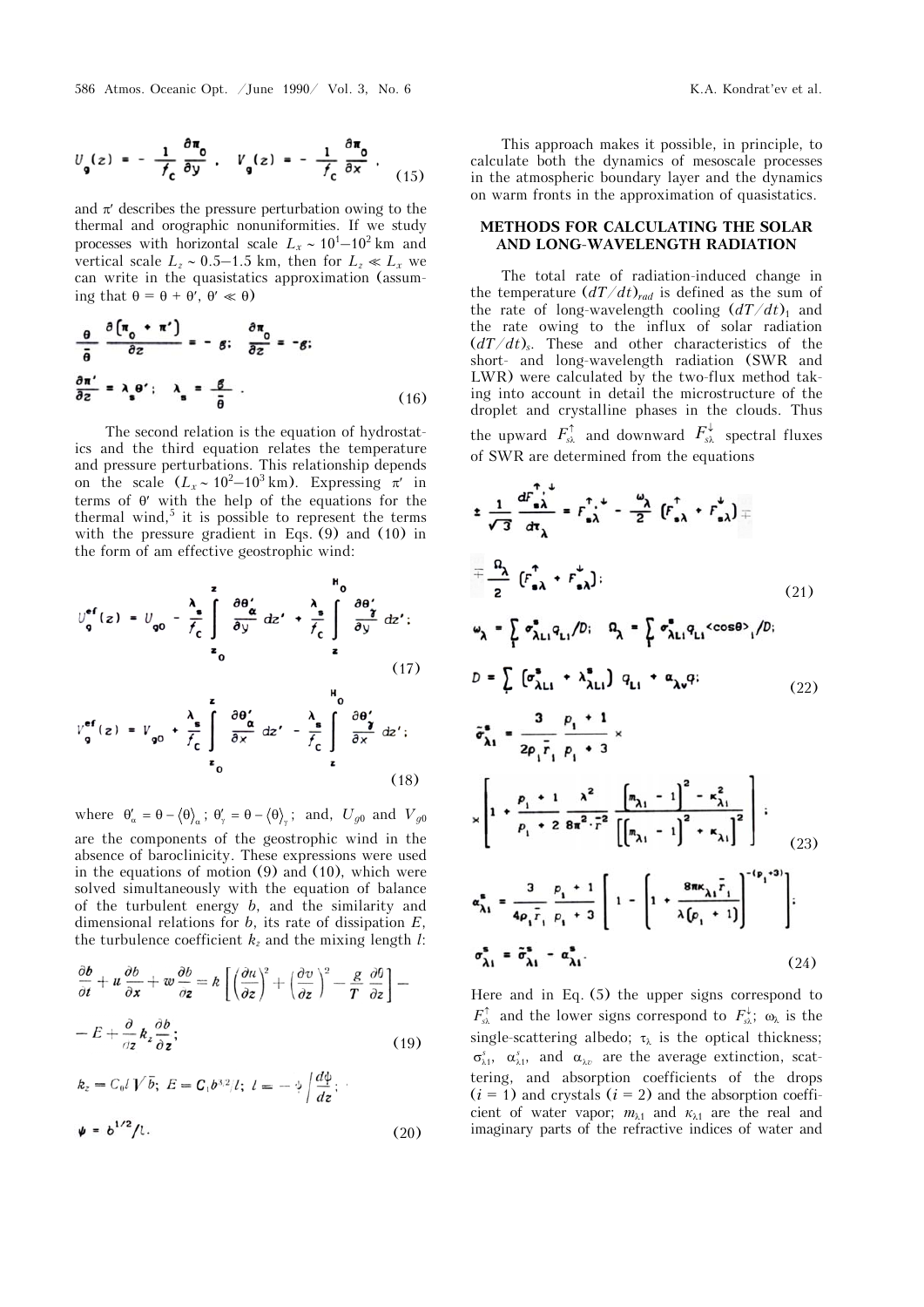$$U_g(z) = -\frac{1}{f_c}\frac{\partial \pi_0}{\partial y}, \quad V_g(z) = -\frac{1}{f_c}\frac{\partial \pi_0}{\partial x}, \tag{15}$$

and $\pi'$ describes the pressure perturbation owing to the thermal and orographic nonuniformities. If we study processes with horizontal scale $L_x \sim 10^1$–$10^2$ km and vertical scale $L_z \sim 0.5$–$1.5$ km, then for $L_z \ll L_x$ we can write in the quasistatics approximation (assuming that $\theta = \theta + \theta'$, $\theta' \ll \theta$)

$$\frac{\theta}{\bar{\theta}}\frac{\partial(\pi_0 + \pi')}{\partial z} = -g; \quad \frac{\partial \pi_0}{\partial z} = -g;$$

$$\frac{\partial \pi'}{\partial z} = \lambda_s \theta'; \quad \lambda_s = \frac{g}{\bar{\theta}}. \tag{16}$$

The second relation is the equation of hydrostatics and the third equation relates the temperature and pressure perturbations. This relationship depends on the scale ($L_x \sim 10^2$–$10^3$ km). Expressing $\pi'$ in terms of $\theta'$ with the help of the equations for the thermal wind,[5] it is possible to represent the terms with the pressure gradient in Eqs. (9) and (10) in the form of am effective geostrophic wind:

$$U_g^{ef}(z) = U_{g0} - \frac{\lambda_s}{f_c}\int_{z_0}^{z}\frac{\partial \theta'_\alpha}{\partial y}dz' + \frac{\lambda_s}{f_c}\int_{z}^{H_0}\frac{\partial \theta'_\gamma}{\partial y}dz'; \tag{17}$$

$$V_g^{ef}(z) = V_{g0} + \frac{\lambda_s}{f_c}\int_{z_0}^{z}\frac{\partial \theta'_\alpha}{\partial x}dz' - \frac{\lambda_s}{f_c}\int_{z}^{H_0}\frac{\partial \theta'_\gamma}{\partial x}dz'; \tag{18}$$

where $\theta'_\alpha = \theta - \langle\theta\rangle_\alpha$; $\theta'_\gamma = \theta - \langle\theta\rangle_\gamma$; and, $U_{g0}$ and $V_{g0}$ are the components of the geostrophic wind in the absence of baroclinicity. These expressions were used in the equations of motion (9) and (10), which were solved simultaneously with the equation of balance of the turbulent energy $b$, and the similarity and dimensional relations for $b$, its rate of dissipation $E$, the turbulence coefficient $k_z$ and the mixing length $l$:

$$\frac{\partial b}{\partial t} + u\frac{\partial b}{\partial x} + w\frac{\partial b}{\partial z} = k\left[\left(\frac{\partial u}{\partial z}\right)^2 + \left(\frac{\partial v}{\partial z}\right)^2 - \frac{g}{T}\frac{\partial \theta}{\partial z}\right] - E + \frac{\partial}{\partial z}k_z\frac{\partial b}{\partial z}; \tag{19}$$

$$k_z = C_0 l\sqrt{b}; \quad E = C_1 b^{3/2}/l; \quad l = -\psi\Big/\frac{d\psi}{dz};$$

$$\psi = b^{1/2}/l. \tag{20}$$

This approach makes it possible, in principle, to calculate both the dynamics of mesoscale processes in the atmospheric boundary layer and the dynamics on warm fronts in the approximation of quasistatics.

## METHODS FOR CALCULATING THE SOLAR AND LONG-WAVELENGTH RADIATION

The total rate of radiation-induced change in the temperature $(dT/dt)_{rad}$ is defined as the sum of the rate of long-wavelength cooling $(dT/dt)_1$ and the rate owing to the influx of solar radiation $(dT/dt)_s$. These and other characteristics of the short- and long-wavelength radiation (SWR and LWR) were calculated by the two-flux method taking into account in detail the microstructure of the droplet and crystalline phases in the clouds. Thus the upward $F_{s\lambda}^{\uparrow}$ and downward $F_{s\lambda}^{\downarrow}$ spectral fluxes of SWR are determined from the equations

$$\pm\frac{1}{\sqrt{3}}\frac{dF_{s\lambda}^{\uparrow,\downarrow}}{d\tau_\lambda} = F_{s\lambda}^{\uparrow,\downarrow} - \frac{\omega_\lambda}{2}\left(F_{s\lambda}^{\uparrow} + F_{s\lambda}^{\downarrow}\right) \mp \frac{\Omega_\lambda}{2}\left(F_{s\lambda}^{\uparrow} + F_{s\lambda}^{\downarrow}\right); \tag{21}$$

$$\omega_\lambda = \sum_i \sigma_{\lambda Li}^s q_{Li}/D; \quad \Omega_\lambda = \sum_i \sigma_{\lambda Li}^s q_{Li}\langle\cos\theta\rangle_i/D;$$

$$D = \sum_i\left(\sigma_{\lambda Li}^s + \lambda_{\lambda Li}^s\right)q_{Li} + \alpha_{\lambda v}q; \tag{22}$$

$$\tilde{\sigma}_{\lambda i}^s = \frac{3}{2\rho_i \bar{r}_i}\frac{p_i + 1}{p_i + 3}\times\left[1 + \frac{p_i + 1}{p_i + 2}\frac{\lambda^2}{8\pi^2\cdot\bar{r}^2}\frac{\left[m_{\lambda i} - 1\right]^2 - \kappa_{\lambda i}^2}{\left[\left[m_{\lambda i} - 1\right]^2 + \kappa_{\lambda i}\right]^2}\right]; \tag{23}$$

$$\alpha_{\lambda i}^s = \frac{3}{4\rho_i\bar{r}_i}\frac{p_i + 1}{p_i + 3}\left[1 - \left[1 + \frac{8\pi\kappa_{\lambda i}\bar{r}_i}{\lambda(p_i + 1)}\right]^{-(p_i+3)}\right];$$

$$\sigma_{\lambda i}^s = \tilde{\sigma}_{\lambda i}^s - \alpha_{\lambda i}^s. \tag{24}$$

Here and in Eq. (5) the upper signs correspond to $F_{s\lambda}^{\uparrow}$ and the lower signs correspond to $F_{s\lambda}^{\downarrow}$; $\omega_\lambda$ is the single-scattering albedo; $\tau_\lambda$ is the optical thickness; $\sigma_{\lambda 1}^s$, $\alpha_{\lambda 1}^s$, and $\alpha_{\lambda v}$ are the average extinction, scattering, and absorption coefficients of the drops ($i = 1$) and crystals ($i = 2$) and the absorption coefficient of water vapor; $m_{\lambda 1}$ and $\kappa_{\lambda 1}$ are the real and imaginary parts of the refractive indices of water and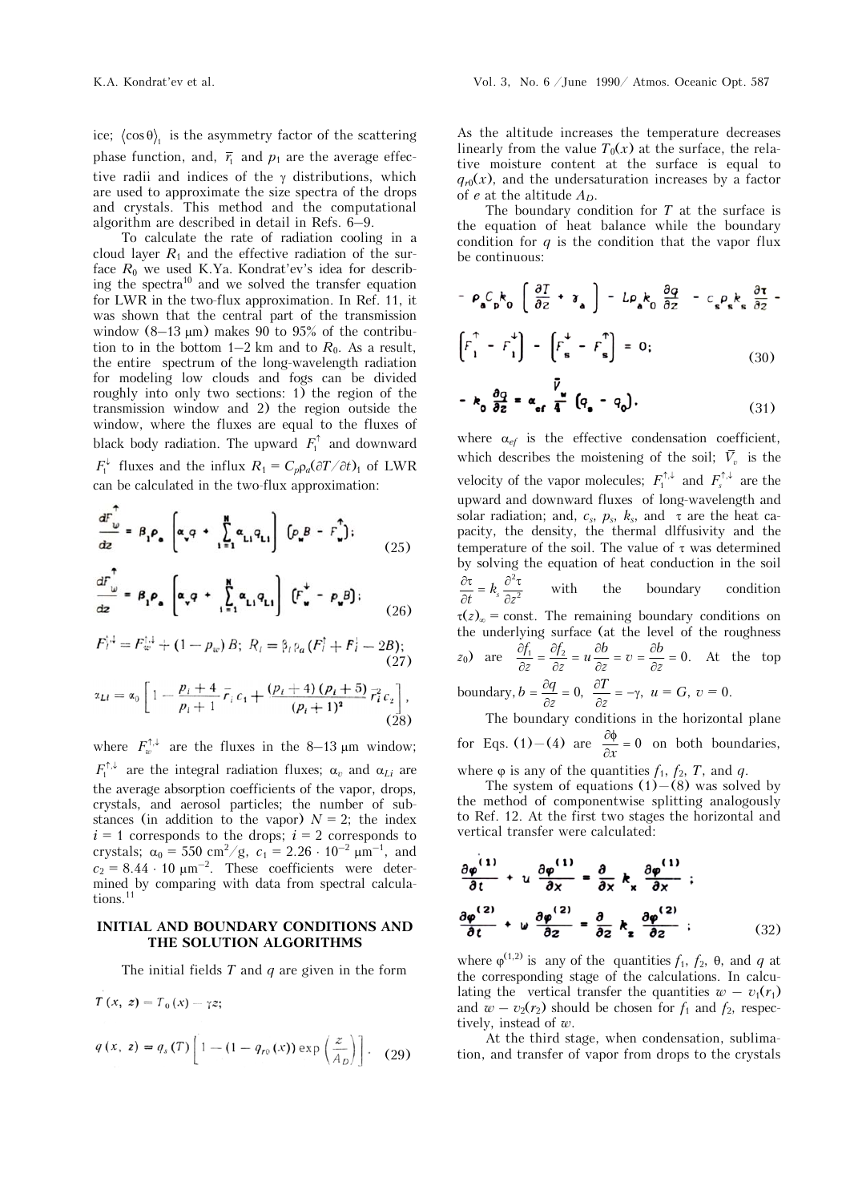ice; $\langle \cos\theta \rangle_i$ is the asymmetry factor of the scattering phase function, and, $\bar{r}_i$ and $p_i$ are the average effective radii and indices of the $\gamma$ distributions, which are used to approximate the size spectra of the drops and crystals. This method and the computational algorithm are described in detail in Refs. 6–9.

To calculate the rate of radiation cooling in a cloud layer $R_1$ and the effective radiation of the surface $R_0$ we used K.Ya. Kondrat'ev's idea for describing the spectra[10] and we solved the transfer equation for LWR in the two-flux approximation. In Ref. 11, it was shown that the central part of the transmission window (8–13 μm) makes 90 to 95% of the contribution to in the bottom 1–2 km and to $R_0$. As a result, the entire spectrum of the long-wavelength radiation for modeling low clouds and fogs can be divided roughly into only two sections: 1) the region of the transmission window and 2) the region outside the window, where the fluxes are equal to the fluxes of black body radiation. The upward $F_l^{\uparrow}$ and downward $F_l^{\downarrow}$ fluxes and the influx $R_1 = C_p\rho_a(\partial T/\partial t)_1$ of LWR can be calculated in the two-flux approximation:

$$\frac{dF_w^{\uparrow}}{dz} = \beta_1\rho_a\left[\alpha_v q + \sum_{i=1}^{N}\alpha_{Li}q_{Li}\right](p_w B - F_w^{\uparrow}); \tag{25}$$

$$\frac{dF_w^{\uparrow}}{dz} = \beta_1\rho_a\left[\alpha_v q + \sum_{i=1}^{N}\alpha_{Li}q_{Li}\right](F_w^{\downarrow} - p_w B); \tag{26}$$

$$F_l^{\uparrow\downarrow} = F_w^{\uparrow\downarrow} + (1 - p_w)B;\ R_l = \beta_l\rho_a(F_l^{\uparrow} + F_l^{\downarrow} - 2B); \tag{27}$$

$$\alpha_{Li} = \alpha_0\left[1 - \frac{p_i + 4}{p_i + 1}\bar{r}_i c_1 + \frac{(p_i + 4)(p_i + 5)}{(p_i + 1)^2}\bar{r}_i^2 c_2\right], \tag{28}$$

where $F_w^{\uparrow\downarrow}$ are the fluxes in the 8–13 μm window; $F_l^{\uparrow\downarrow}$ are the integral radiation fluxes; $\alpha_v$ and $\alpha_{Li}$ are the average absorption coefficients of the vapor, drops, crystals, and aerosol particles; the number of substances (in addition to the vapor) $N = 2$; the index $i = 1$ corresponds to the drops; $i = 2$ corresponds to crystals; $\alpha_0 = 550$ cm$^2$/g, $c_1 = 2.26 \cdot 10^{-2}$ μm$^{-1}$, and $c_2 = 8.44 \cdot 10$ μm$^{-2}$. These coefficients were determined by comparing with data from spectral calculations.[11]

## INITIAL AND BOUNDARY CONDITIONS AND THE SOLUTION ALGORITHMS

The initial fields $T$ and $q$ are given in the form

$$T(x, z) = T_0(x) - \gamma z;$$

$$q(x, z) = q_s(T)\left[1 - (1 - q_{r0}(x))\exp\left(\frac{z}{A_D}\right)\right]. \tag{29}$$

As the altitude increases the temperature decreases linearly from the value $T_0(x)$ at the surface, the relative moisture content at the surface is equal to $q_{r0}(x)$, and the undersaturation increases by a factor of $e$ at the altitude $A_D$.

The boundary condition for $T$ at the surface is the equation of heat balance while the boundary condition for $q$ is the condition that the vapor flux be continuous:

$$-\rho_a C_p k_0\left[\frac{\partial T}{\partial z} + \gamma_a\right] - L\rho_a k_0\frac{\partial q}{\partial z} - c_s\rho_s k_s\frac{\partial \tau}{\partial z} - \left(F_1^{\uparrow} - F_1^{\downarrow}\right) - \left(F_s^{\downarrow} - F_s^{\uparrow}\right) = 0; \tag{30}$$

$$-k_0\frac{\partial q}{\partial z} = \alpha_{ef}\frac{\bar{V}_w}{4}(q_s - q_0). \tag{31}$$

where $\alpha_{ef}$ is the effective condensation coefficient, which describes the moistening of the soil; $\bar{V}_v$ is the velocity of the vapor molecules; $F_l^{\uparrow\downarrow}$ and $F_s^{\uparrow\downarrow}$ are the upward and downward fluxes of long-wavelength and solar radiation; and, $c_s$, $p_s$, $k_s$, and $\tau$ are the heat capacity, the density, the thermal dlffusivity and the temperature of the soil. The value of $\tau$ was determined by solving the equation of heat conduction in the soil $\frac{\partial \tau}{\partial t} = k_s\frac{\partial^2 \tau}{\partial z^2}$ with the boundary condition $\tau(z)_\infty = \text{const}$. The remaining boundary conditions on the underlying surface (at the level of the roughness $z_0$) are $\frac{\partial f_1}{\partial z} = \frac{\partial f_2}{\partial z} = u\frac{\partial b}{\partial z} = v = \frac{\partial b}{\partial z} = 0$. At the top boundary, $b = \frac{\partial q}{\partial z} = 0$, $\frac{\partial T}{\partial z} = -\gamma$, $u = G$, $v = 0$.

The boundary conditions in the horizontal plane for Eqs. (1)–(4) are $\frac{\partial \phi}{\partial x} = 0$ on both boundaries, where $\varphi$ is any of the quantities $f_1$, $f_2$, $T$, and $q$.

The system of equations (1)–(8) was solved by the method of componentwise splitting analogously to Ref. 12. At the first two stages the horizontal and vertical transfer were calculated:

$$\frac{\partial \varphi^{(1)}}{\partial t} + u\frac{\partial \varphi^{(1)}}{\partial x} = \frac{\partial}{\partial x}k_x\frac{\partial \varphi^{(1)}}{\partial x};$$

$$\frac{\partial \varphi^{(2)}}{\partial t} + w\frac{\partial \varphi^{(2)}}{\partial z} = \frac{\partial}{\partial z}k_z\frac{\partial \varphi^{(2)}}{\partial z}; \tag{32}$$

where $\varphi^{(1,2)}$ is any of the quantities $f_1$, $f_2$, $\theta$, and $q$ at the corresponding stage of the calculations. In calculating the vertical transfer the quantities $w - v_1(r_1)$ and $w - v_2(r_2)$ should be chosen for $f_1$ and $f_2$, respectively, instead of $w$.

At the third stage, when condensation, sublimation, and transfer of vapor from drops to the crystals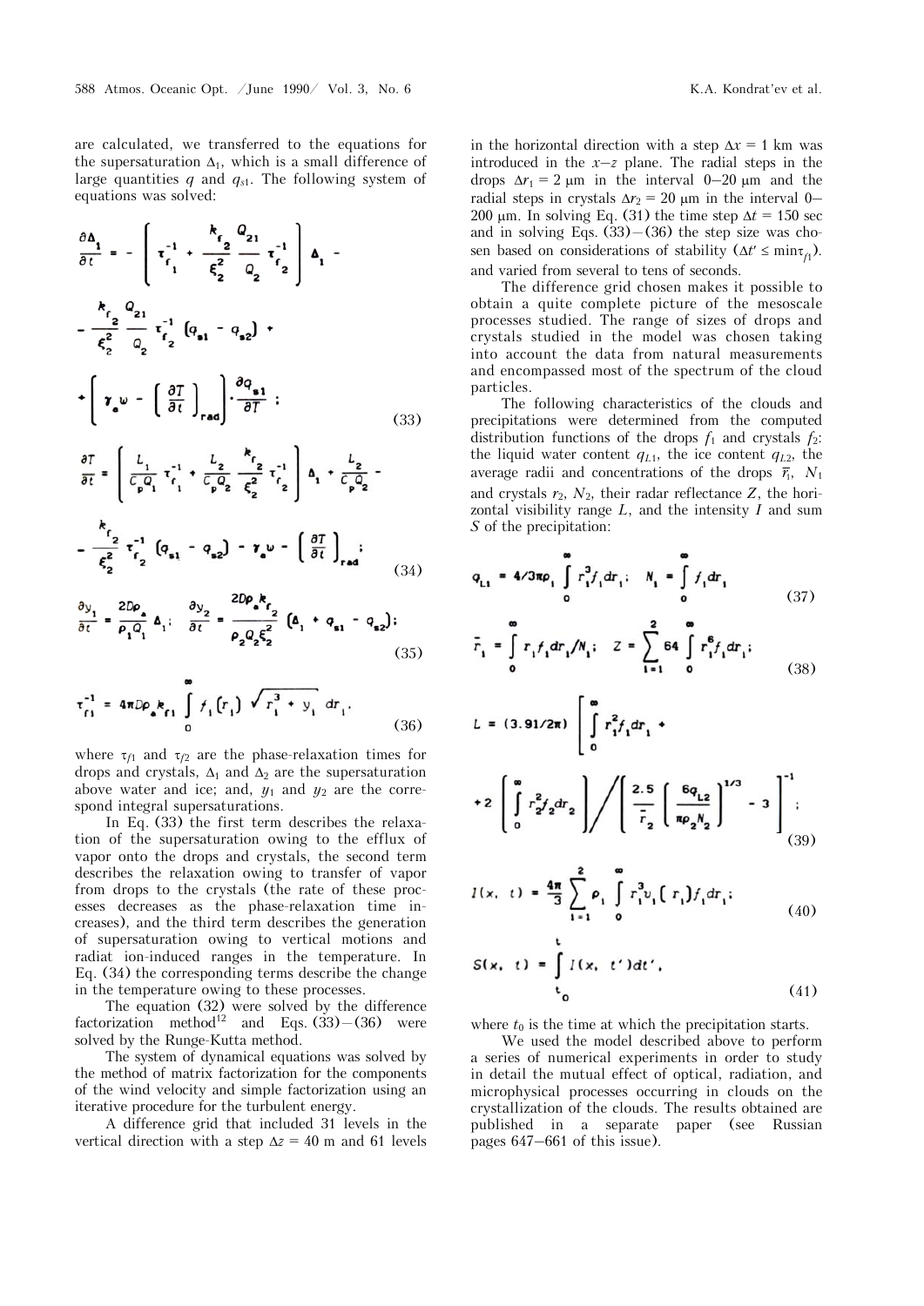are calculated, we transferred to the equations for the supersaturation $\Delta_1$, which is a small difference of large quantities $q$ and $q_{s1}$. The following system of equations was solved:

$$\frac{\partial \Delta_1}{\partial t} = -\left( \tau_{f_1}^{-1} + \frac{k_{r_2}}{\xi_2^2} \frac{Q_{21}}{Q_2} \tau_{f_2}^{-1} \right) \Delta_1 - \frac{k_{r_2}}{\xi_2^2} \frac{Q_{21}}{Q_2} \tau_{f_2}^{-1} (q_{s1} - q_{s2}) + \left[ \gamma_a w - \left( \frac{\partial T}{\partial t} \right)_{\rm rad} \right] \cdot \frac{\partial q_{s1}}{\partial T} ; \tag{33}$$

$$\frac{\partial T}{\partial t} = \left( \frac{L_1}{C_p Q_1} \tau_{f_1}^{-1} + \frac{L_2}{C_p Q_2} \frac{k_{r_2}}{\xi_2^2} \tau_{f_2}^{-1} \right) \Delta_1 + \frac{L_2}{C_p Q_2} - \frac{k_{r_2}}{\xi_2^2} \tau_{f_2}^{-1} (q_{s1} - q_{s2}) - \gamma_a w - \left( \frac{\partial T}{\partial t} \right)_{\rm rad} ; \tag{34}$$

$$\frac{\partial y_1}{\partial t} = \frac{2D\rho_a}{\rho_1 Q_1} \Delta_1 ; \quad \frac{\partial y_2}{\partial t} = \frac{2D\rho_a k_{r_2}}{\rho_2 Q_2 \xi_2^2} (\Delta_1 + q_{s1} - q_{s2}) ; \tag{35}$$

$$\tau_{f1}^{-1} = 4\pi D\rho_a k_{r1} \int_0^\infty f_1(r_1) \sqrt{r_1^3 + y_1}\, dr_1 , \tag{36}$$

where $\tau_{f1}$ and $\tau_{f2}$ are the phase-relaxation times for drops and crystals, $\Delta_1$ and $\Delta_2$ are the supersaturation above water and ice; and, $y_1$ and $y_2$ are the correspond integral supersaturations.

In Eq. (33) the first term describes the relaxation of the supersaturation owing to the efflux of vapor onto the drops and crystals, the second term describes the relaxation owing to transfer of vapor from drops to the crystals (the rate of these processes decreases as the phase-relaxation time increases), and the third term describes the generation of supersaturation owing to vertical motions and radiat ion-induced ranges in the temperature. In Eq. (34) the corresponding terms describe the change in the temperature owing to these processes.

The equation (32) were solved by the difference factorization method[12] and Eqs. (33)–(36) were solved by the Runge-Kutta method.

The system of dynamical equations was solved by the method of matrix factorization for the components of the wind velocity and simple factorization using an iterative procedure for the turbulent energy.

A difference grid that included 31 levels in the vertical direction with a step $\Delta z = 40$ m and 61 levels in the horizontal direction with a step $\Delta x = 1$ km was introduced in the $x$–$z$ plane. The radial steps in the drops $\Delta r_1 = 2$ μm in the interval 0–20 μm and the radial steps in crystals $\Delta r_2 = 20$ μm in the interval 0–200 μm. In solving Eq. (31) the time step $\Delta t = 150$ sec and in solving Eqs. (33)–(36) the step size was chosen based on considerations of stability ($\Delta t' \leq \min \tau_{f1}$). and varied from several to tens of seconds.

The difference grid chosen makes it possible to obtain a quite complete picture of the mesoscale processes studied. The range of sizes of drops and crystals studied in the model was chosen taking into account the data from natural measurements and encompassed most of the spectrum of the cloud particles.

The following characteristics of the clouds and precipitations were determined from the computed distribution functions of the drops $f_1$ and crystals $f_2$: the liquid water content $q_{L1}$, the ice content $q_{L2}$, the average radii and concentrations of the drops $\bar{r}_1$, $N_1$ and crystals $r_2$, $N_2$, their radar reflectance $Z$, the horizontal visibility range $L$, and the intensity $I$ and sum $S$ of the precipitation:

$$q_{L1} = 4/3\pi\rho_1 \int_0^\infty r_1^3 f_1\, dr_1 ; \quad N_1 = \int_0^\infty f_1\, dr_1 \tag{37}$$

$$\bar{r}_1 = \int_0^\infty r_1 f_1\, dr_1 / N_1 ; \quad Z = \sum_{i=1}^{2} 64 \int_0^\infty r_i^6 f_i\, dr_i ; \tag{38}$$

$$L = (3.91/2\pi) \left[ \int_0^\infty r_1^2 f_1\, dr_1 + 2 \left( \int_0^\infty r_2^2 f_2\, dr_2 \right) \Bigg/ \left( \frac{2.5}{\bar{r}_2} \left( \frac{6 q_{L2}}{\pi \rho_2 N_2} \right)^{1/3} - 3 \right) \right]^{-1} ; \tag{39}$$

$$I(x,\ t) = \frac{4\pi}{3} \sum_{i=1}^{2} \rho_i \int_0^\infty r_i^3 v_i(r_i) f_i\, dr_i ; \tag{40}$$

$$S(x,\ t) = \int_{t_0}^{t} I(x,\ t')\, dt' , \tag{41}$$

where $t_0$ is the time at which the precipitation starts.

We used the model described above to perform a series of numerical experiments in order to study in detail the mutual effect of optical, radiation, and microphysical processes occurring in clouds on the crystallization of the clouds. The results obtained are published in a separate paper (see Russian pages 647–661 of this issue).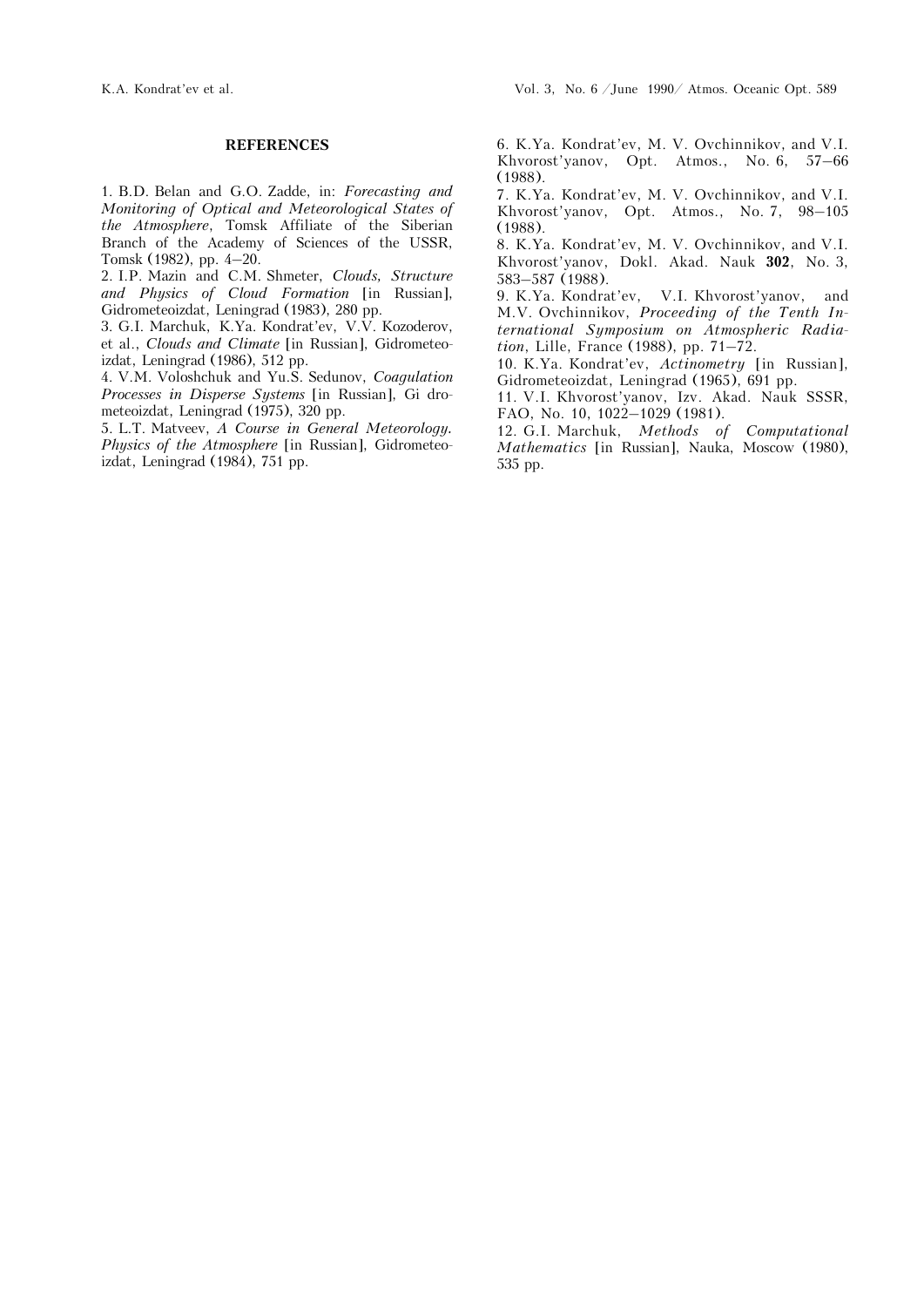## REFERENCES

1. B.D. Belan and G.O. Zadde, in: *Forecasting and Monitoring of Optical and Meteorological States of the Atmosphere*, Tomsk Affiliate of the Siberian Branch of the Academy of Sciences of the USSR, Tomsk (1982), pp. 4–20.
2. I.P. Mazin and C.M. Shmeter, *Clouds, Structure and Physics of Cloud Formation* [in Russian], Gidrometeoizdat, Leningrad (1983), 280 pp.
3. G.I. Marchuk, K.Ya. Kondrat'ev, V.V. Kozoderov, et al., *Clouds and Climate* [in Russian], Gidrometeoizdat, Leningrad (1986), 512 pp.
4. V.M. Voloshchuk and Yu.S. Sedunov, *Coagulation Processes in Disperse Systems* [in Russian], Gi drometeoizdat, Leningrad (1975), 320 pp.
5. L.T. Matveev, *A Course in General Meteorology. Physics of the Atmosphere* [in Russian], Gidrometeoizdat, Leningrad (1984), 751 pp.
6. K.Ya. Kondrat'ev, M. V. Ovchinnikov, and V.I. Khvorost'yanov, Opt. Atmos., No. 6, 57–66 (1988).
7. K.Ya. Kondrat'ev, M. V. Ovchinnikov, and V.I. Khvorost'yanov, Opt. Atmos., No. 7, 98–105 (1988).
8. K.Ya. Kondrat'ev, M. V. Ovchinnikov, and V.I. Khvorost'yanov, Dokl. Akad. Nauk **302**, No. 3, 583–587 (1988).
9. K.Ya. Kondrat'ev, V.I. Khvorost'yanov, and M.V. Ovchinnikov, *Proceeding of the Tenth International Symposium on Atmospheric Radiation*, Lille, France (1988), pp. 71–72.
10. K.Ya. Kondrat'ev, *Actinometry* [in Russian], Gidrometeoizdat, Leningrad (1965), 691 pp.
11. V.I. Khvorost'yanov, Izv. Akad. Nauk SSSR, FAO, No. 10, 1022–1029 (1981).
12. G.I. Marchuk, *Methods of Computational Mathematics* [in Russian], Nauka, Moscow (1980), 535 pp.